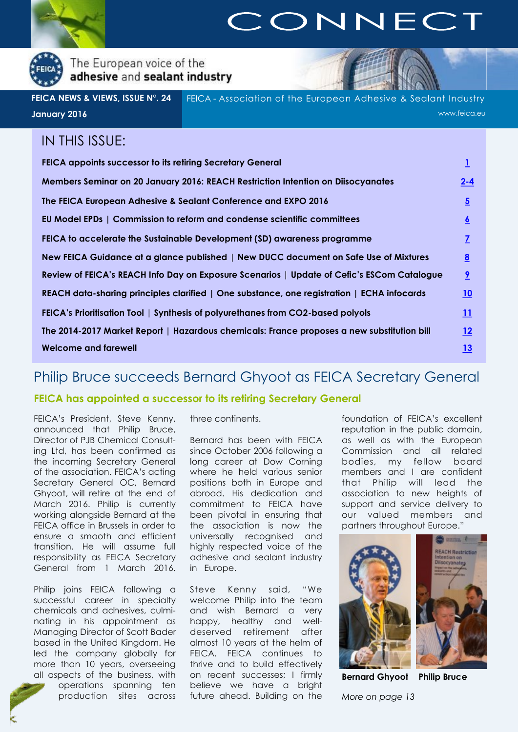# CONNECT

The European voice of the **adhesive** and **sealant industry**

**FEICA NEWS & VIEWS, ISSUE N°. 24**
**January 2016**

FEICA - Association of the European Adhesive & Sealant Industry
www.feica.eu

## IN THIS ISSUE:

| | |
|---|---|
| **FEICA appoints successor to its retiring Secretary General** | 1 |
| **Members Seminar on 20 January 2016: REACH Restriction Intention on Diisocyanates** | 2-4 |
| **The FEICA European Adhesive & Sealant Conference and EXPO 2016** | 5 |
| **EU Model EPDs \| Commission to reform and condense scientific committees** | 6 |
| **FEICA to accelerate the Sustainable Development (SD) awareness programme** | 7 |
| **New FEICA Guidance at a glance published \| New DUCC document on Safe Use of Mixtures** | 8 |
| **Review of FEICA's REACH Info Day on Exposure Scenarios \| Update of Cefic's ESCom Catalogue** | 9 |
| **REACH data-sharing principles clarified \| One substance, one registration \| ECHA infocards** | 10 |
| **FEICA's Prioritisation Tool \| Synthesis of polyurethanes from CO2-based polyols** | 11 |
| **The 2014-2017 Market Report \| Hazardous chemicals: France proposes a new substitution bill** | 12 |
| **Welcome and farewell** | 13 |

## Philip Bruce succeeds Bernard Ghyoot as FEICA Secretary General

### FEICA has appointed a successor to its retiring Secretary General

FEICA's President, Steve Kenny, announced that Philip Bruce, Director of PJB Chemical Consulting Ltd, has been confirmed as the incoming Secretary General of the association. FEICA's acting Secretary General OC, Bernard Ghyoot, will retire at the end of March 2016. Philip is currently working alongside Bernard at the FEICA office in Brussels in order to ensure a smooth and efficient transition. He will assume full responsibility as FEICA Secretary General from 1 March 2016.

Philip joins FEICA following a successful career in specialty chemicals and adhesives, culminating in his appointment as Managing Director of Scott Bader based in the United Kingdom. He led the company globally for more than 10 years, overseeing all aspects of the business, with operations spanning ten production sites across three continents.

Bernard has been with FEICA since October 2006 following a long career at Dow Corning where he held various senior positions both in Europe and abroad. His dedication and commitment to FEICA have been pivotal in ensuring that the association is now the universally recognised and highly respected voice of the adhesive and sealant industry in Europe.

Steve Kenny said, "We welcome Philip into the team and wish Bernard a very happy, healthy and well-deserved retirement after almost 10 years at the helm of FEICA. FEICA continues to thrive and to build effectively on recent successes; I firmly believe we have a bright future ahead. Building on the foundation of FEICA's excellent reputation in the public domain, as well as with the European Commission and all related bodies, my fellow board members and I are confident that Philip will lead the association to new heights of support and service delivery to our valued members and partners throughout Europe."

**Bernard Ghyoot** **Philip Bruce**

*More on page 13*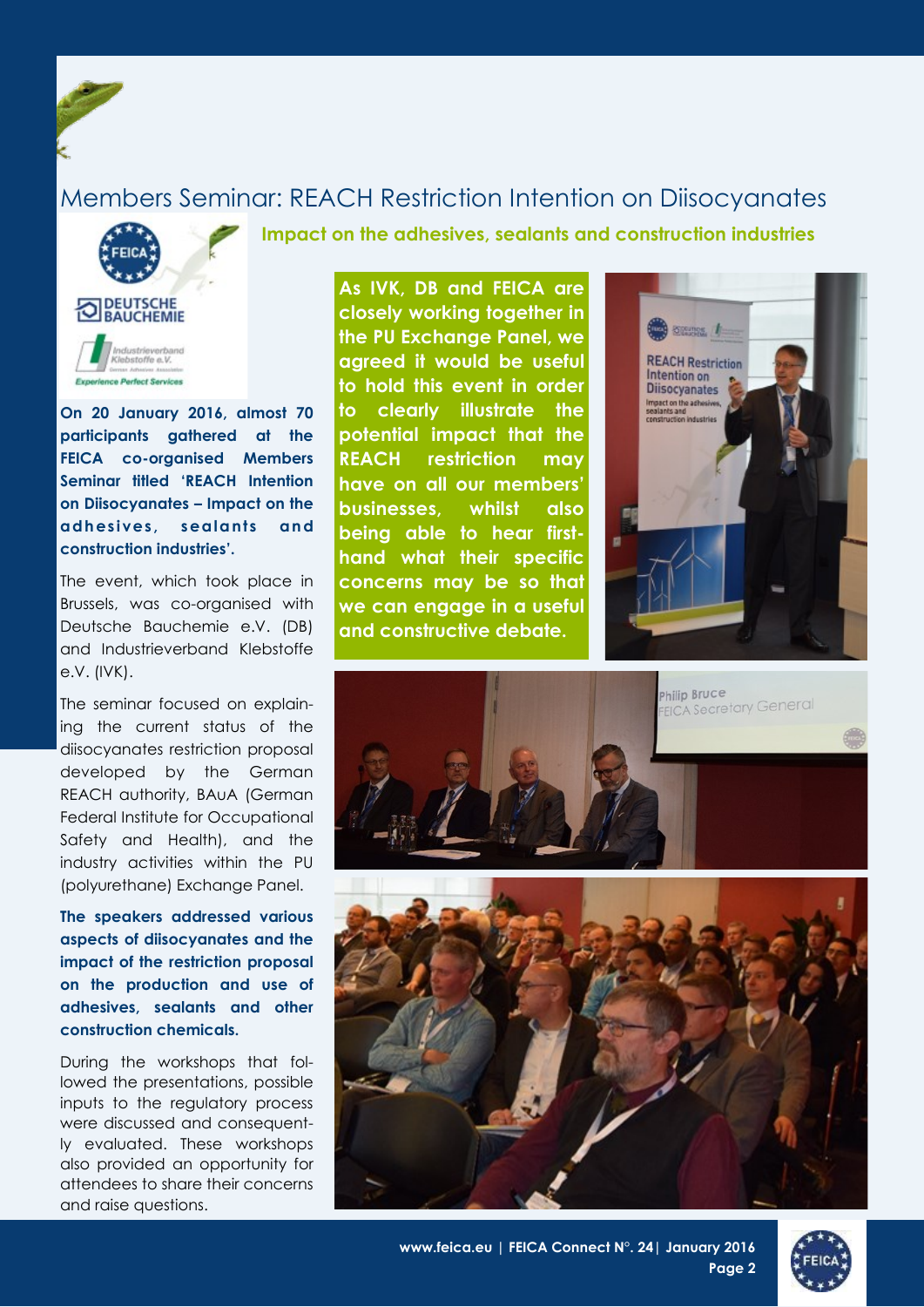# Members Seminar: REACH Restriction Intention on Diisocyanates

## Impact on the adhesives, sealants and construction industries

**On 20 January 2016, almost 70 participants gathered at the FEICA co-organised Members Seminar titled 'REACH Intention on Diisocyanates – Impact on the adhesives, sealants and construction industries'.**

The event, which took place in Brussels, was co-organised with Deutsche Bauchemie e.V. (DB) and Industrieverband Klebstoffe e.V. (IVK).

The seminar focused on explaining the current status of the diisocyanates restriction proposal developed by the German REACH authority, BAuA (German Federal Institute for Occupational Safety and Health), and the industry activities within the PU (polyurethane) Exchange Panel.

**The speakers addressed various aspects of diisocyanates and the impact of the restriction proposal on the production and use of adhesives, sealants and other construction chemicals.**

During the workshops that followed the presentations, possible inputs to the regulatory process were discussed and consequently evaluated. These workshops also provided an opportunity for attendees to share their concerns and raise questions.

**As IVK, DB and FEICA are closely working together in the PU Exchange Panel, we agreed it would be useful to hold this event in order to clearly illustrate the potential impact that the REACH restriction may have on all our members' businesses, whilst also being able to hear first-hand what their specific concerns may be so that we can engage in a useful and constructive debate.**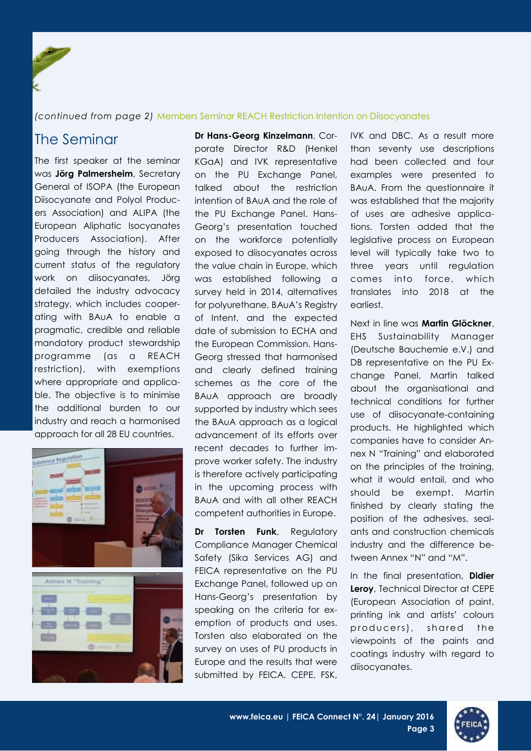*(continued from page 2)* Members Seminar REACH Restriction Intention on Diisocyanates

## The Seminar

The first speaker at the seminar was **Jörg Palmersheim**, Secretary General of ISOPA (the European Diisocyanate and Polyol Producers Association) and ALIPA (the European Aliphatic Isocyanates Producers Association). After going through the history and current status of the regulatory work on diisocyanates, Jörg detailed the industry advocacy strategy, which includes cooperating with BAuA to enable a pragmatic, credible and reliable mandatory product stewardship programme (as a REACH restriction), with exemptions where appropriate and applicable. The objective is to minimise the additional burden to our industry and reach a harmonised approach for all 28 EU countries.

**Dr Hans-Georg Kinzelmann**, Corporate Director R&D (Henkel KGaA) and IVK representative on the PU Exchange Panel, talked about the restriction intention of BAuA and the role of the PU Exchange Panel. Hans-Georg's presentation touched on the workforce potentially exposed to diisocyanates across the value chain in Europe, which was established following a survey held in 2014, alternatives for polyurethane, BAuA's Registry of Intent, and the expected date of submission to ECHA and the European Commission. Hans-Georg stressed that harmonised and clearly defined training schemes as the core of the BAuA approach are broadly supported by industry which sees the BAuA approach as a logical advancement of its efforts over recent decades to further improve worker safety. The industry is therefore actively participating in the upcoming process with BAuA and with all other REACH competent authorities in Europe.

**Dr Torsten Funk**, Regulatory Compliance Manager Chemical Safety (Sika Services AG) and FEICA representative on the PU Exchange Panel, followed up on Hans-Georg's presentation by speaking on the criteria for exemption of products and uses. Torsten also elaborated on the survey on uses of PU products in Europe and the results that were submitted by FEICA, CEPE, FSK, IVK and DBC. As a result more than seventy use descriptions had been collected and four examples were presented to BAuA. From the questionnaire it was established that the majority of uses are adhesive applications. Torsten added that the legislative process on European level will typically take two to three years until regulation comes into force, which translates into 2018 at the earliest.

Next in line was **Martin Glöckner**, EHS Sustainability Manager (Deutsche Bauchemie e.V.) and DB representative on the PU Exchange Panel. Martin talked about the organisational and technical conditions for further use of diisocyanate-containing products. He highlighted which companies have to consider Annex N "Training" and elaborated on the principles of the training, what it would entail, and who should be exempt. Martin finished by clearly stating the position of the adhesives, sealants and construction chemicals industry and the difference between Annex "N" and "M".

In the final presentation, **Didier Leroy**, Technical Director at CEPE (European Association of paint, printing ink and artists' colours producers), shared the viewpoints of the paints and coatings industry with regard to diisocyanates.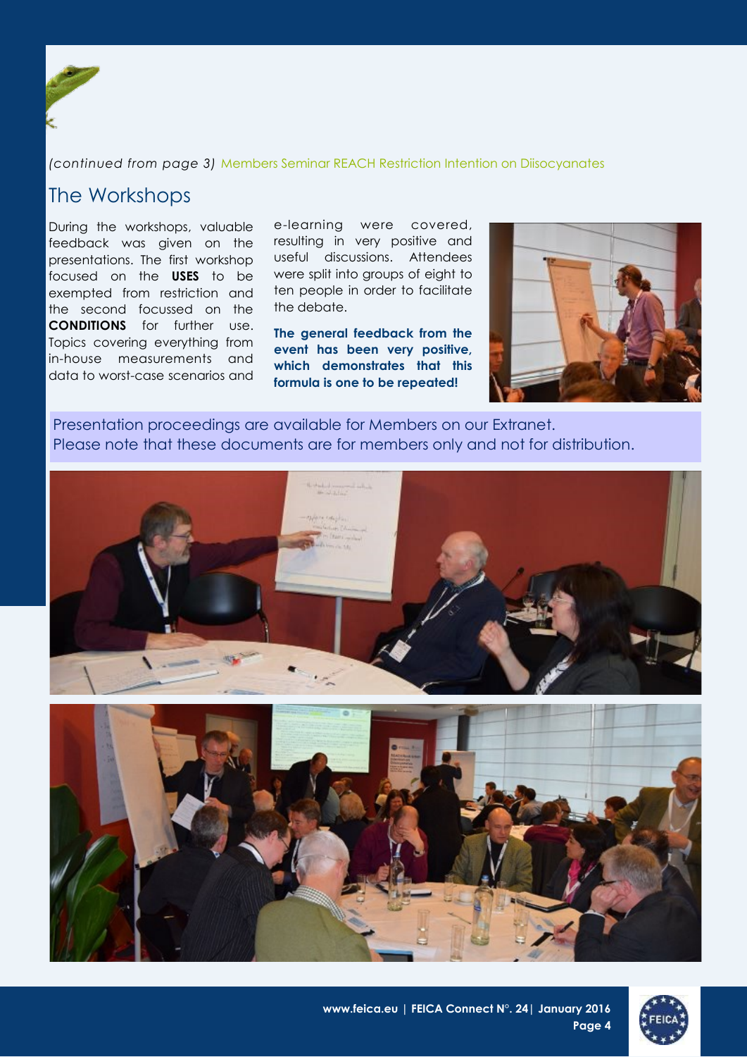*(continued from page 3)* Members Seminar REACH Restriction Intention on Diisocyanates

## The Workshops

During the workshops, valuable feedback was given on the presentations. The first workshop focused on the **USES** to be exempted from restriction and the second focussed on the **CONDITIONS** for further use. Topics covering everything from in-house measurements and data to worst-case scenarios and e-learning were covered, resulting in very positive and useful discussions. Attendees were split into groups of eight to ten people in order to facilitate the debate.

**The general feedback from the event has been very positive, which demonstrates that this formula is one to be repeated!**

Presentation proceedings are available for Members on our Extranet.
Please note that these documents are for members only and not for distribution.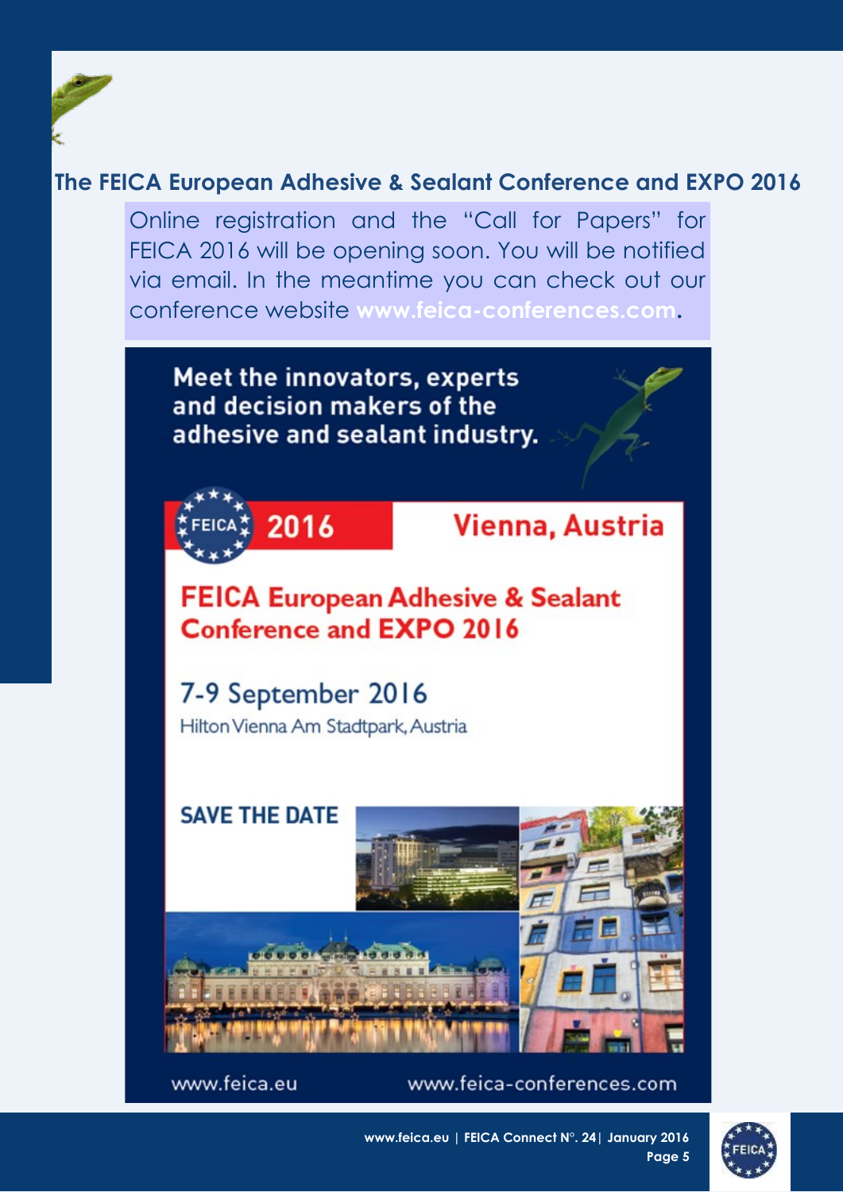## The FEICA European Adhesive & Sealant Conference and EXPO 2016

Online registration and the "Call for Papers" for FEICA 2016 will be opening soon. You will be notified via email. In the meantime you can check out our conference website **www.feica-conferences.com**.

Meet the innovators, experts and decision makers of the adhesive and sealant industry.

FEICA 2016 Vienna, Austria

**FEICA European Adhesive & Sealant Conference and EXPO 2016**

7-9 September 2016

Hilton Vienna Am Stadtpark, Austria

**SAVE THE DATE**

www.feica.eu www.feica-conferences.com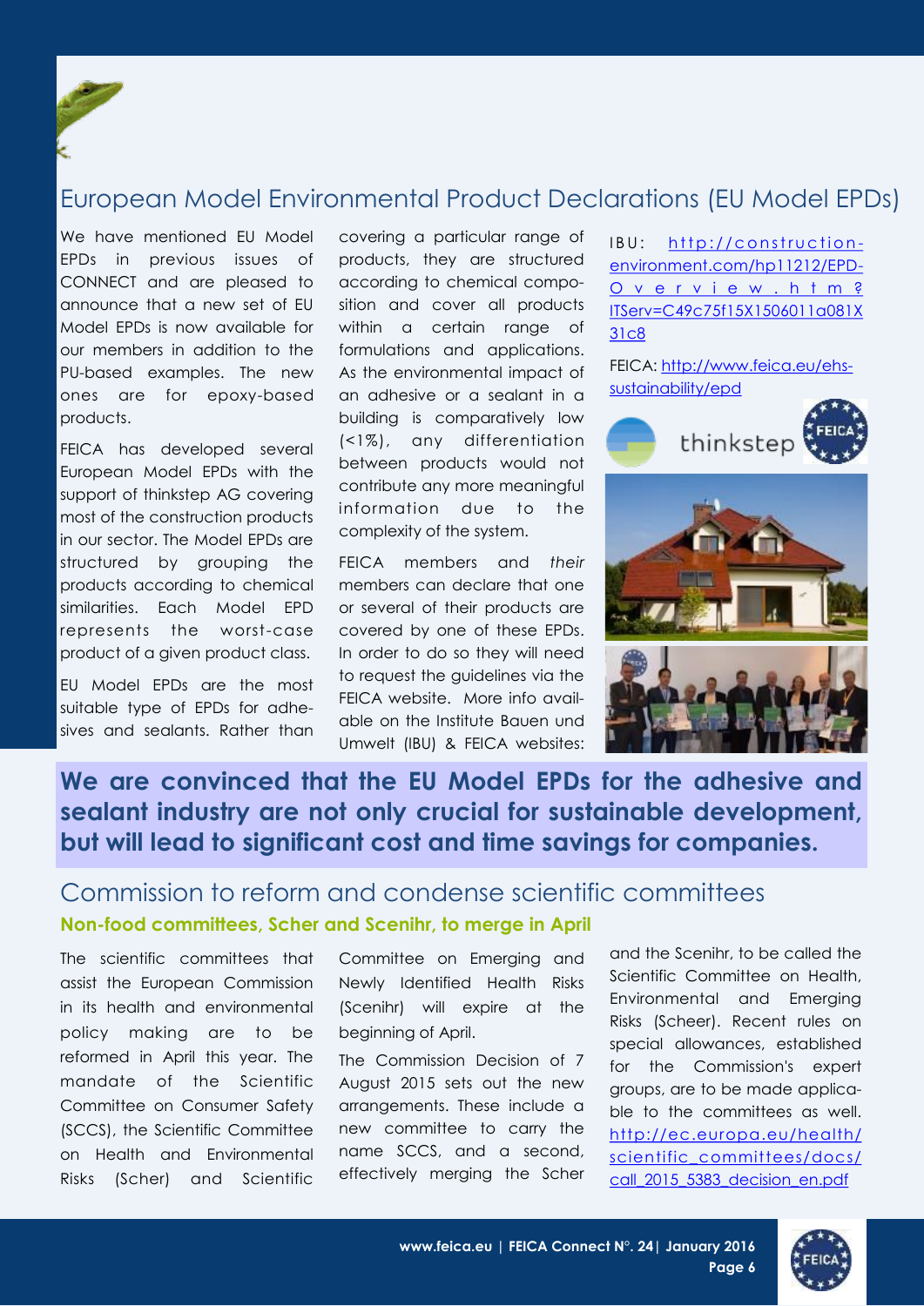## European Model Environmental Product Declarations (EU Model EPDs)

We have mentioned EU Model EPDs in previous issues of CONNECT and are pleased to announce that a new set of EU Model EPDs is now available for our members in addition to the PU-based examples. The new ones are for epoxy-based products.

FEICA has developed several European Model EPDs with the support of thinkstep AG covering most of the construction products in our sector. The Model EPDs are structured by grouping the products according to chemical similarities. Each Model EPD represents the worst-case product of a given product class.

EU Model EPDs are the most suitable type of EPDs for adhesives and sealants. Rather than covering a particular range of products, they are structured according to chemical composition and cover all products within a certain range of formulations and applications. As the environmental impact of an adhesive or a sealant in a building is comparatively low (<1%), any differentiation between products would not contribute any more meaningful information due to the complexity of the system.

FEICA members and *their* members can declare that one or several of their products are covered by one of these EPDs. In order to do so they will need to request the guidelines via the FEICA website. More info available on the Institute Bauen und Umwelt (IBU) & FEICA websites:

IBU: http://construction-environment.com/hp11212/EPD-Overview.htm?ITServ=C49c75f15X1506011a081X31c8

FEICA: http://www.feica.eu/ehs-sustainability/epd

**We are convinced that the EU Model EPDs for the adhesive and sealant industry are not only crucial for sustainable development, but will lead to significant cost and time savings for companies.**

## Commission to reform and condense scientific committees

### Non-food committees, Scher and Scenihr, to merge in April

The scientific committees that assist the European Commission in its health and environmental policy making are to be reformed in April this year. The mandate of the Scientific Committee on Consumer Safety (SCCS), the Scientific Committee on Health and Environmental Risks (Scher) and Scientific Committee on Emerging and Newly Identified Health Risks (Scenihr) will expire at the beginning of April.

The Commission Decision of 7 August 2015 sets out the new arrangements. These include a new committee to carry the name SCCS, and a second, effectively merging the Scher and the Scenihr, to be called the Scientific Committee on Health, Environmental and Emerging Risks (Scheer). Recent rules on special allowances, established for the Commission's expert groups, are to be made applicable to the committees as well. http://ec.europa.eu/health/scientific_committees/docs/call_2015_5383_decision_en.pdf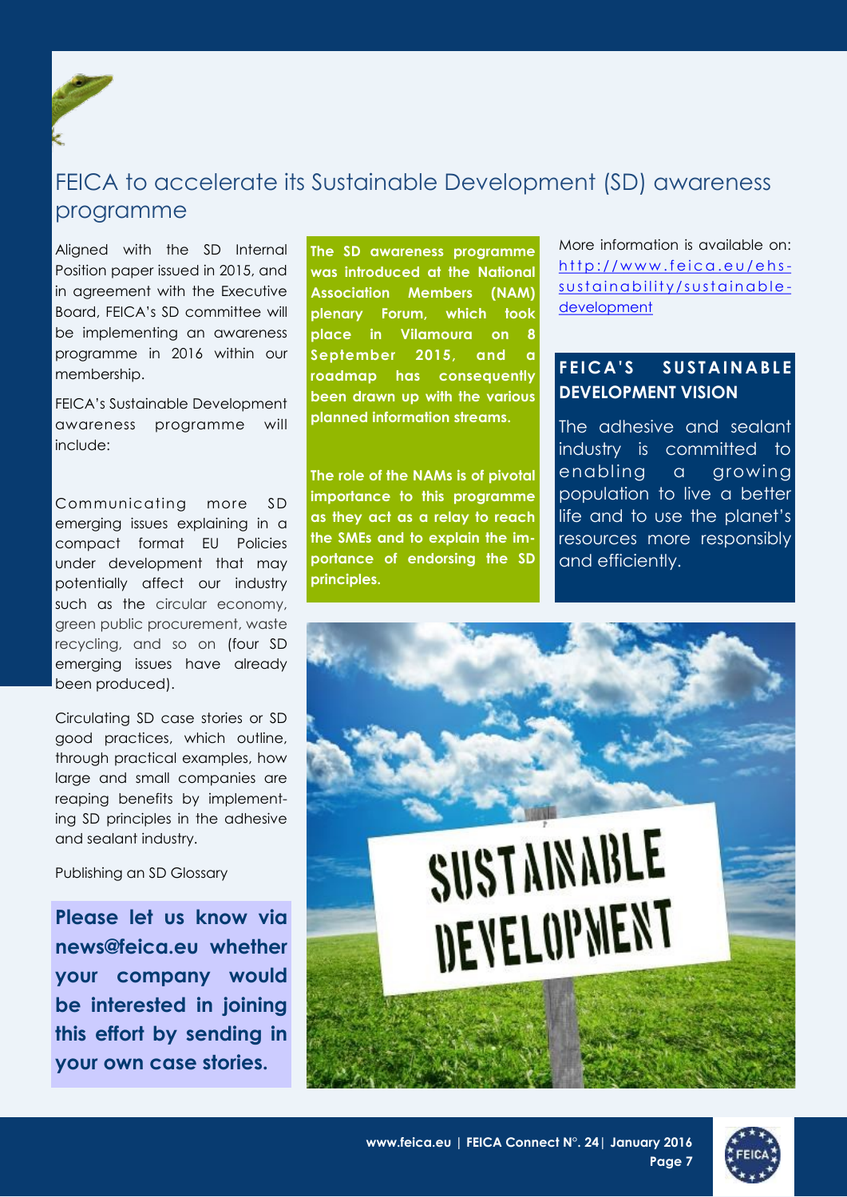# FEICA to accelerate its Sustainable Development (SD) awareness programme

Aligned with the SD Internal Position paper issued in 2015, and in agreement with the Executive Board, FEICA's SD committee will be implementing an awareness programme in 2016 within our membership.

FEICA's Sustainable Development awareness programme will include:

Communicating more SD emerging issues explaining in a compact format EU Policies under development that may potentially affect our industry such as the circular economy, green public procurement, waste recycling, and so on (four SD emerging issues have already been produced).

Circulating SD case stories or SD good practices, which outline, through practical examples, how large and small companies are reaping benefits by implementing SD principles in the adhesive and sealant industry.

Publishing an SD Glossary

**Please let us know via news@feica.eu whether your company would be interested in joining this effort by sending in your own case stories.**

**The SD awareness programme was introduced at the National Association Members (NAM) plenary Forum, which took place in Vilamoura on 8 September 2015, and a roadmap has consequently been drawn up with the various planned information streams.**

**The role of the NAMs is of pivotal importance to this programme as they act as a relay to reach the SMEs and to explain the importance of endorsing the SD principles.**

More information is available on: [http://www.feica.eu/ehs-sustainability/sustainable-development](http://www.feica.eu/ehs-sustainability/sustainable-development)

## FEICA'S SUSTAINABLE DEVELOPMENT VISION

The adhesive and sealant industry is committed to enabling a growing population to live a better life and to use the planet's resources more responsibly and efficiently.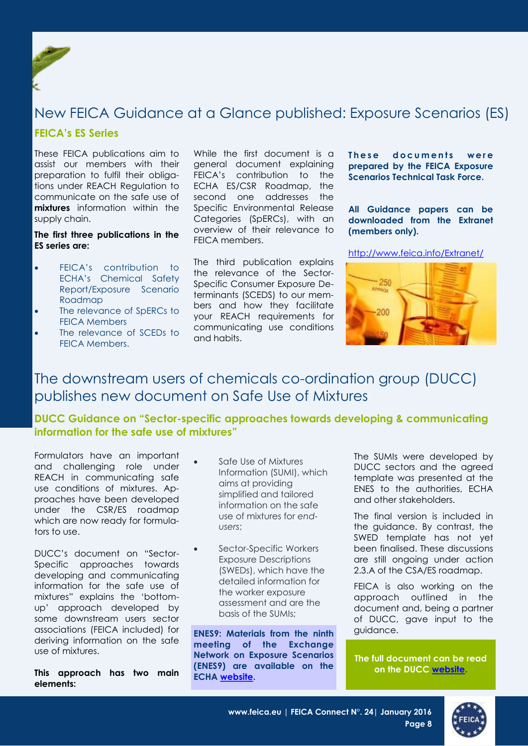# New FEICA Guidance at a Glance published: Exposure Scenarios (ES)

## FEICA's ES Series

These FEICA publications aim to assist our members with their preparation to fulfil their obligations under REACH Regulation to communicate on the safe use of **mixtures** information within the supply chain.

**The first three publications in the ES series are:**

- FEICA's contribution to ECHA's Chemical Safety Report/Exposure Scenario Roadmap
- The relevance of SpERCs to FEICA Members
- The relevance of SCEDs to FEICA Members.

While the first document is a general document explaining FEICA's contribution to the ECHA ES/CSR Roadmap, the second one addresses the Specific Environmental Release Categories (SpERCs), with an overview of their relevance to FEICA members.

The third publication explains the relevance of the Sector-Specific Consumer Exposure Determinants (SCEDS) to our members and how they facilitate your REACH requirements for communicating use conditions and habits.

**These documents were prepared by the FEICA Exposure Scenarios Technical Task Force.**

**All Guidance papers can be downloaded from the Extranet (members only).**

http://www.feica.info/Extranet/

# The downstream users of chemicals co-ordination group (DUCC) publishes new document on Safe Use of Mixtures

## DUCC Guidance on "Sector-specific approaches towards developing & communicating information for the safe use of mixtures"

Formulators have an important and challenging role under REACH in communicating safe use conditions of mixtures. Approaches have been developed under the CSR/ES roadmap which are now ready for formulators to use.

DUCC's document on "Sector-Specific approaches towards developing and communicating information for the safe use of mixtures" explains the 'bottom-up' approach developed by some downstream users sector associations (FEICA included) for deriving information on the safe use of mixtures.

**This approach has two main elements:**

- Safe Use of Mixtures Information (SUMI), which aims at providing simplified and tailored information on the safe use of mixtures for *end-users*;
- Sector-Specific Workers Exposure Descriptions (SWEDs), which have the detailed information for the worker exposure assessment and are the basis of the SUMIs;

**ENES9: Materials from the ninth meeting of the Exchange Network on Exposure Scenarios (ENES9) are available on the ECHA website.**

The SUMIs were developed by DUCC sectors and the agreed template was presented at the ENES to the authorities, ECHA and other stakeholders.

The final version is included in the guidance. By contrast, the SWED template has not yet been finalised. These discussions are still ongoing under action 2.3.A of the CSA/ES roadmap.

FEICA is also working on the approach outlined in the document and, being a partner of DUCC, gave input to the guidance.

**The full document can be read on the DUCC website.**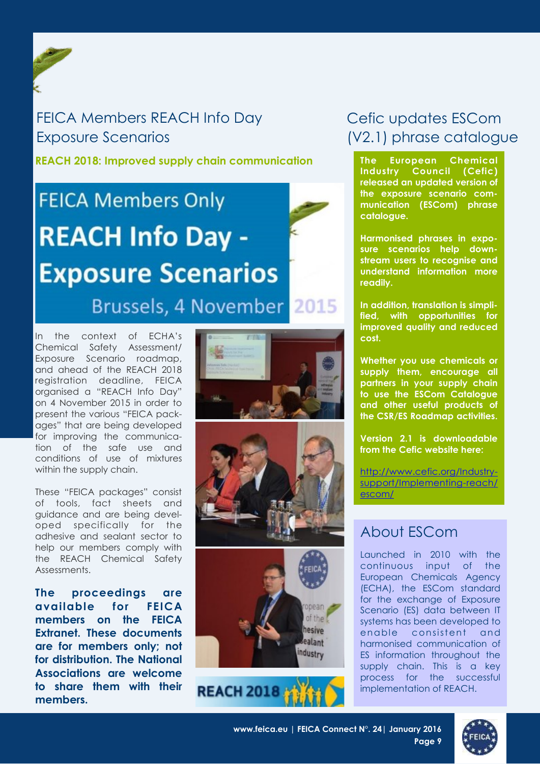## FEICA Members REACH Info Day Exposure Scenarios

**REACH 2018: Improved supply chain communication**

FEICA Members Only
REACH Info Day - Exposure Scenarios
Brussels, 4 November 2015

In the context of ECHA's Chemical Safety Assessment/ Exposure Scenario roadmap, and ahead of the REACH 2018 registration deadline, FEICA organised a "REACH Info Day" on 4 November 2015 in order to present the various "FEICA packages" that are being developed for improving the communication of the safe use and conditions of use of mixtures within the supply chain.

These "FEICA packages" consist of tools, fact sheets and guidance and are being developed specifically for the adhesive and sealant sector to help our members comply with the REACH Chemical Safety Assessments.

**The proceedings are available for FEICA members on the FEICA Extranet. These documents are for members only; not for distribution. The National Associations are welcome to share them with their members.**

## Cefic updates ESCom (V2.1) phrase catalogue

**The European Chemical Industry Council (Cefic) released an updated version of the exposure scenario communication (ESCom) phrase catalogue.**

**Harmonised phrases in exposure scenarios help downstream users to recognise and understand information more readily.**

**In addition, translation is simplified, with opportunities for improved quality and reduced cost.**

**Whether you use chemicals or supply them, encourage all partners in your supply chain to use the ESCom Catalogue and other useful products of the CSR/ES Roadmap activities.**

**Version 2.1 is downloadable from the Cefic website here:**

http://www.cefic.org/Industry-support/Implementing-reach/escom/

## About ESCom

Launched in 2010 with the continuous input of the European Chemicals Agency (ECHA), the ESCom standard for the exchange of Exposure Scenario (ES) data between IT systems has been developed to enable consistent and harmonised communication of ES information throughout the supply chain. This is a key process for the successful implementation of REACH.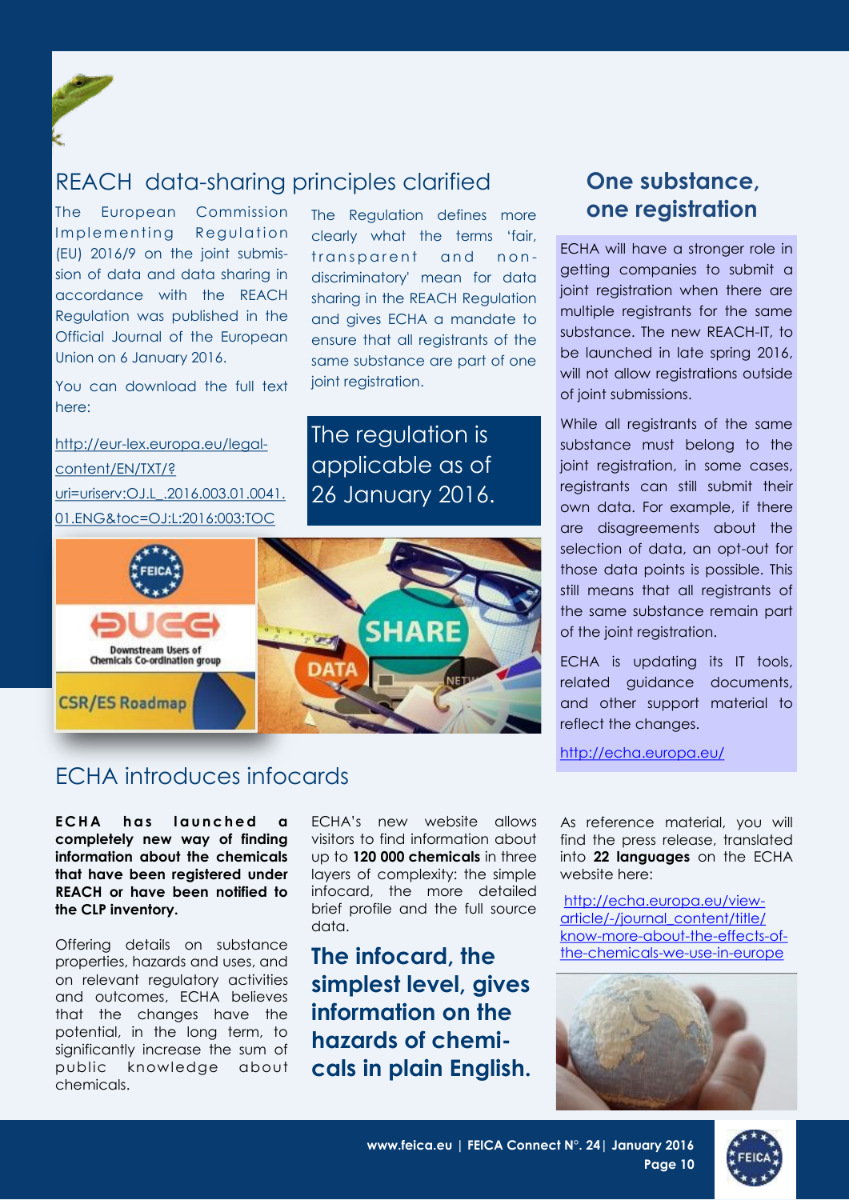## REACH data-sharing principles clarified

The European Commission Implementing Regulation (EU) 2016/9 on the joint submission of data and data sharing in accordance with the REACH Regulation was published in the Official Journal of the European Union on 6 January 2016.

You can download the full text here:

http://eur-lex.europa.eu/legal-content/EN/TXT/?uri=uriserv:OJ.L_.2016.003.01.0041.01.ENG&toc=OJ:L:2016:003:TOC

The Regulation defines more clearly what the terms 'fair, transparent and non-discriminatory' mean for data sharing in the REACH Regulation and gives ECHA a mandate to ensure that all registrants of the same substance are part of one joint registration.

The regulation is applicable as of 26 January 2016.

## One substance, one registration

ECHA will have a stronger role in getting companies to submit a joint registration when there are multiple registrants for the same substance. The new REACH-IT, to be launched in late spring 2016, will not allow registrations outside of joint submissions.

While all registrants of the same substance must belong to the joint registration, in some cases, registrants can still submit their own data. For example, if there are disagreements about the selection of data, an opt-out for those data points is possible. This still means that all registrants of the same substance remain part of the joint registration.

ECHA is updating its IT tools, related guidance documents, and other support material to reflect the changes.

http://echa.europa.eu/

## ECHA introduces infocards

**ECHA has launched a completely new way of finding information about the chemicals that have been registered under REACH or have been notified to the CLP inventory.**

Offering details on substance properties, hazards and uses, and on relevant regulatory activities and outcomes, ECHA believes that the changes have the potential, in the long term, to significantly increase the sum of public knowledge about chemicals.

ECHA's new website allows visitors to find information about up to **120 000 chemicals** in three layers of complexity: the simple infocard, the more detailed brief profile and the full source data.

**The infocard, the simplest level, gives information on the hazards of chemicals in plain English.**

As reference material, you will find the press release, translated into **22 languages** on the ECHA website here:

http://echa.europa.eu/view-article/-/journal_content/title/know-more-about-the-effects-of-the-chemicals-we-use-in-europe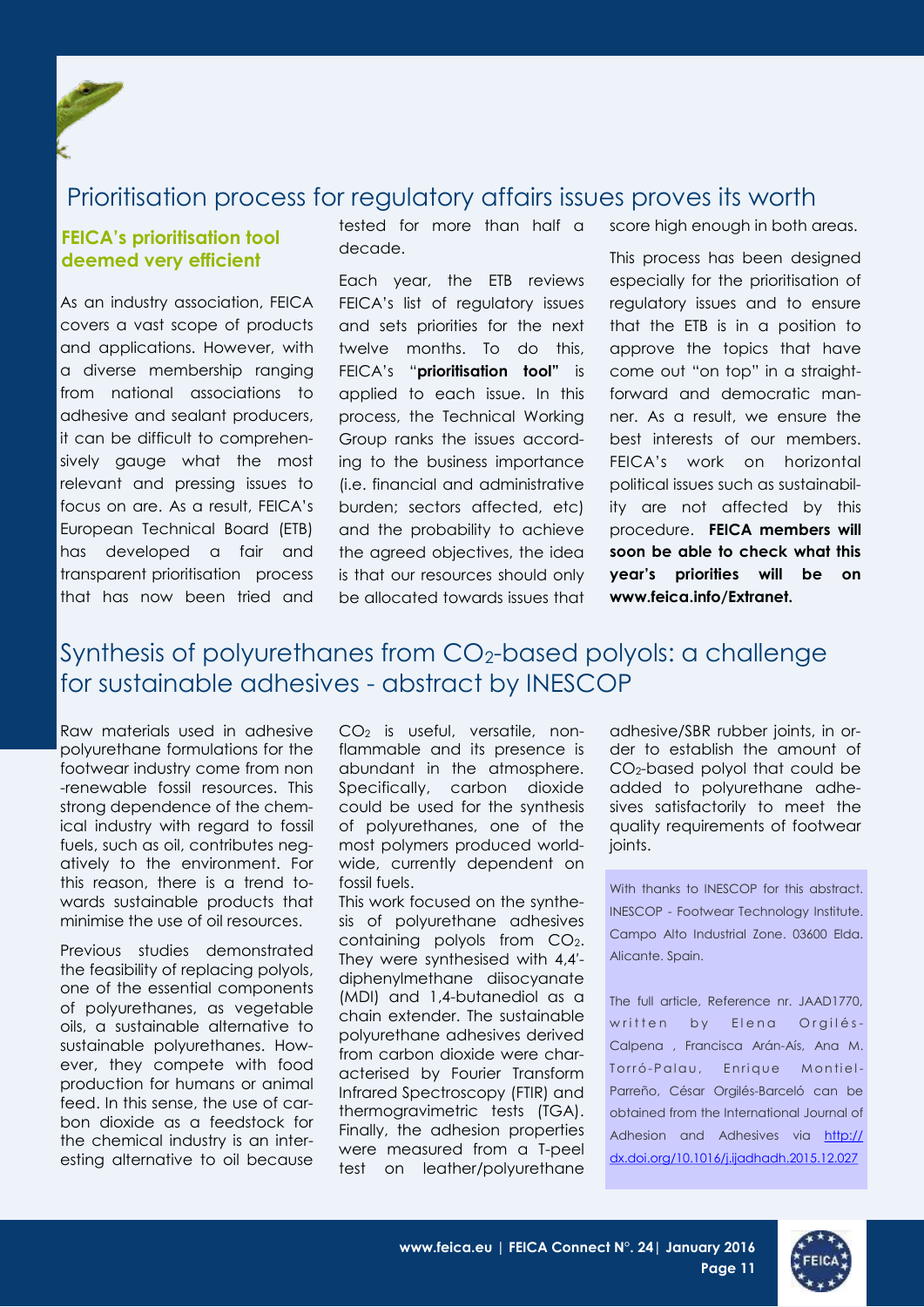# Prioritisation process for regulatory affairs issues proves its worth

### FEICA's prioritisation tool deemed very efficient

As an industry association, FEICA covers a vast scope of products and applications. However, with a diverse membership ranging from national associations to adhesive and sealant producers, it can be difficult to comprehensively gauge what the most relevant and pressing issues to focus on are. As a result, FEICA's European Technical Board (ETB) has developed a fair and transparent prioritisation process that has now been tried and tested for more than half a decade.

Each year, the ETB reviews FEICA's list of regulatory issues and sets priorities for the next twelve months. To do this, FEICA's "**prioritisation tool"** is applied to each issue. In this process, the Technical Working Group ranks the issues according to the business importance (i.e. financial and administrative burden; sectors affected, etc) and the probability to achieve the agreed objectives, the idea is that our resources should only be allocated towards issues that score high enough in both areas.

This process has been designed especially for the prioritisation of regulatory issues and to ensure that the ETB is in a position to approve the topics that have come out "on top" in a straightforward and democratic manner. As a result, we ensure the best interests of our members. FEICA's work on horizontal political issues such as sustainability are not affected by this procedure. **FEICA members will soon be able to check what this year's priorities will be on www.feica.info/Extranet.**

# Synthesis of polyurethanes from $CO_2$-based polyols: a challenge for sustainable adhesives - abstract by INESCOP

Raw materials used in adhesive polyurethane formulations for the footwear industry come from non-renewable fossil resources. This strong dependence of the chemical industry with regard to fossil fuels, such as oil, contributes negatively to the environment. For this reason, there is a trend towards sustainable products that minimise the use of oil resources.

Previous studies demonstrated the feasibility of replacing polyols, one of the essential components of polyurethanes, as vegetable oils, a sustainable alternative to sustainable polyurethanes. However, they compete with food production for humans or animal feed. In this sense, the use of carbon dioxide as a feedstock for the chemical industry is an interesting alternative to oil because $CO_2$ is useful, versatile, non-flammable and its presence is abundant in the atmosphere. Specifically, carbon dioxide could be used for the synthesis of polyurethanes, one of the most polymers produced worldwide, currently dependent on fossil fuels.

This work focused on the synthesis of polyurethane adhesives containing polyols from $CO_2$. They were synthesised with 4,4'-diphenylmethane diisocyanate (MDI) and 1,4-butanediol as a chain extender. The sustainable polyurethane adhesives derived from carbon dioxide were characterised by Fourier Transform Infrared Spectroscopy (FTIR) and thermogravimetric tests (TGA). Finally, the adhesion properties were measured from a T-peel test on leather/polyurethane adhesive/SBR rubber joints, in order to establish the amount of $CO_2$-based polyol that could be added to polyurethane adhesives satisfactorily to meet the quality requirements of footwear joints.

With thanks to INESCOP for this abstract. INESCOP - Footwear Technology Institute. Campo Alto Industrial Zone. 03600 Elda. Alicante. Spain.

The full article, Reference nr. JAAD1770, written by Elena Orgilés-Calpena , Francisca Arán-Aís, Ana M. Torró-Palau, Enrique Montiel-Parreño, César Orgilés-Barceló can be obtained from the International Journal of Adhesion and Adhesives via http://dx.doi.org/10.1016/j.ijadhadh.2015.12.027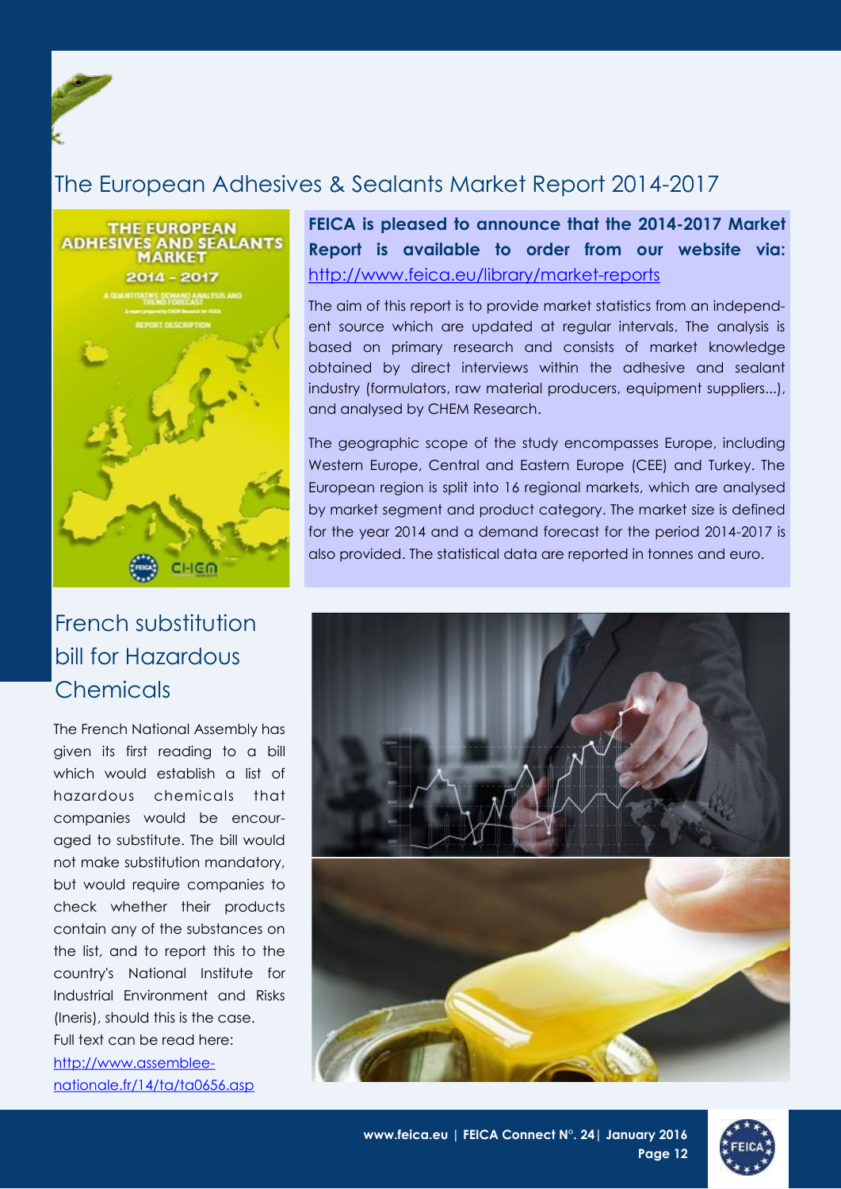## The European Adhesives & Sealants Market Report 2014-2017

**FEICA is pleased to announce that the 2014-2017 Market Report is available to order from our website via:** http://www.feica.eu/library/market-reports

The aim of this report is to provide market statistics from an independent source which are updated at regular intervals. The analysis is based on primary research and consists of market knowledge obtained by direct interviews within the adhesive and sealant industry (formulators, raw material producers, equipment suppliers...), and analysed by CHEM Research.

The geographic scope of the study encompasses Europe, including Western Europe, Central and Eastern Europe (CEE) and Turkey. The European region is split into 16 regional markets, which are analysed by market segment and product category. The market size is defined for the year 2014 and a demand forecast for the period 2014-2017 is also provided. The statistical data are reported in tonnes and euro.

## French substitution bill for Hazardous Chemicals

The French National Assembly has given its first reading to a bill which would establish a list of hazardous chemicals that companies would be encouraged to substitute. The bill would not make substitution mandatory, but would require companies to check whether their products contain any of the substances on the list, and to report this to the country's National Institute for Industrial Environment and Risks (Ineris), should this is the case.

Full text can be read here: http://www.assemblee-nationale.fr/14/ta/ta0656.asp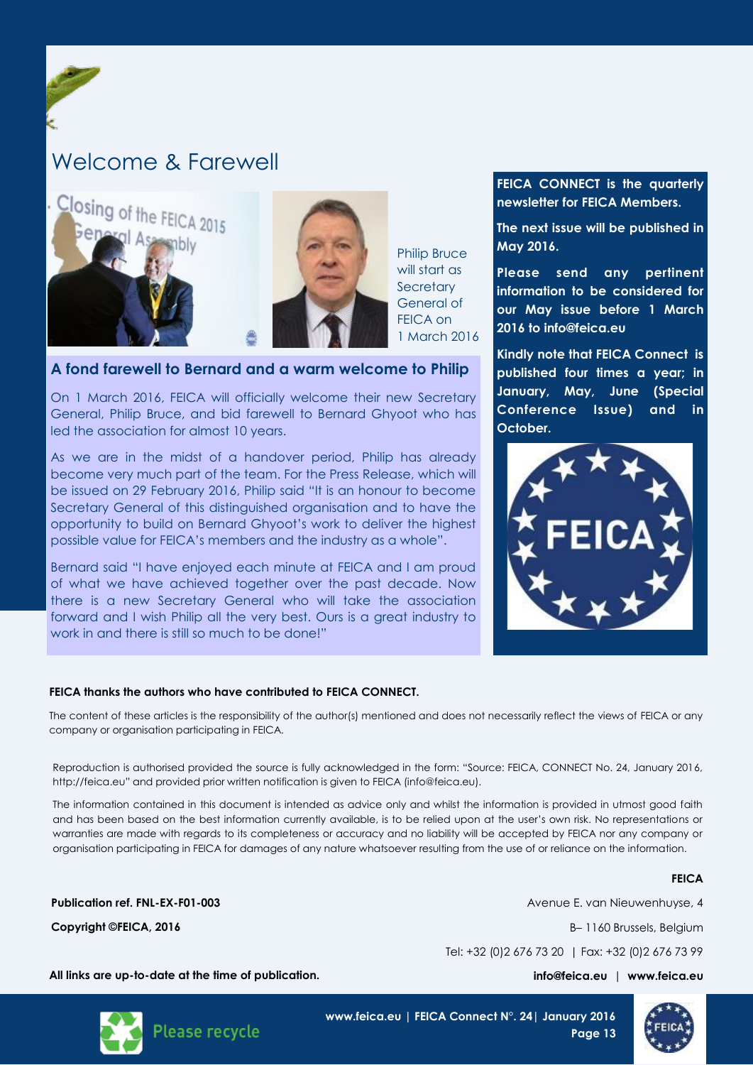# Welcome & Farewell

Philip Bruce will start as Secretary General of FEICA on 1 March 2016

## A fond farewell to Bernard and a warm welcome to Philip

On 1 March 2016, FEICA will officially welcome their new Secretary General, Philip Bruce, and bid farewell to Bernard Ghyoot who has led the association for almost 10 years.

As we are in the midst of a handover period, Philip has already become very much part of the team. For the Press Release, which will be issued on 29 February 2016, Philip said "It is an honour to become Secretary General of this distinguished organisation and to have the opportunity to build on Bernard Ghyoot's work to deliver the highest possible value for FEICA's members and the industry as a whole".

Bernard said "I have enjoyed each minute at FEICA and I am proud of what we have achieved together over the past decade. Now there is a new Secretary General who will take the association forward and I wish Philip all the very best. Ours is a great industry to work in and there is still so much to be done!"

**FEICA CONNECT is the quarterly newsletter for FEICA Members.**

**The next issue will be published in May 2016.**

**Please send any pertinent information to be considered for our May issue before 1 March 2016 to info@feica.eu**

**Kindly note that FEICA Connect is published four times a year; in January, May, June (Special Conference Issue) and in October.**

**FEICA thanks the authors who have contributed to FEICA CONNECT.**

The content of these articles is the responsibility of the author(s) mentioned and does not necessarily reflect the views of FEICA or any company or organisation participating in FEICA.

Reproduction is authorised provided the source is fully acknowledged in the form: "Source: FEICA, CONNECT No. 24, January 2016, http://feica.eu" and provided prior written notification is given to FEICA (info@feica.eu).

The information contained in this document is intended as advice only and whilst the information is provided in utmost good faith and has been based on the best information currently available, is to be relied upon at the user's own risk. No representations or warranties are made with regards to its completeness or accuracy and no liability will be accepted by FEICA nor any company or organisation participating in FEICA for damages of any nature whatsoever resulting from the use of or reliance on the information.

**Publication ref. FNL-EX-F01-003**

**Copyright ©FEICA, 2016**

**All links are up-to-date at the time of publication.**

**FEICA**

Avenue E. van Nieuwenhuyse, 4

B– 1160 Brussels, Belgium

Tel: +32 (0)2 676 73 20 | Fax: +32 (0)2 676 73 99

**info@feica.eu | www.feica.eu**

Please recycle